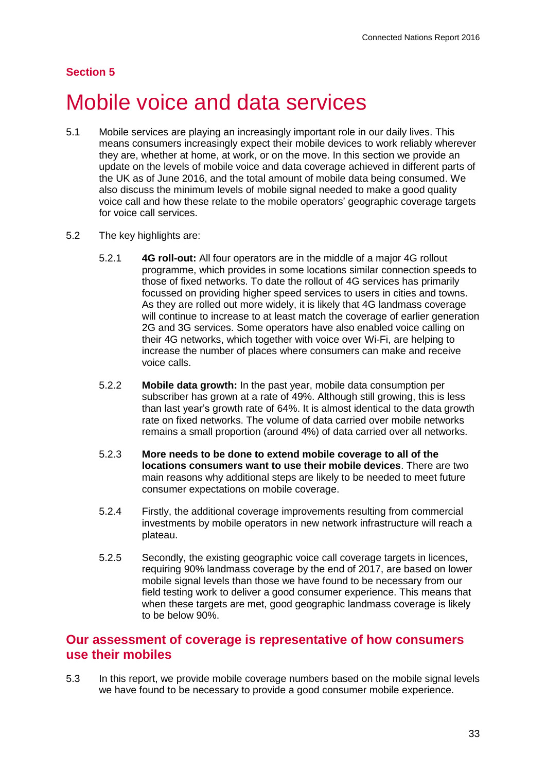**Section 5**

# Mobile voice and data services

5.1 Mobile services are playing an increasingly important role in our daily lives. This means consumers increasingly expect their mobile devices to work reliably wherever they are, whether at home, at work, or on the move. In this section we provide an update on the levels of mobile voice and data coverage achieved in different parts of the UK as of June 2016, and the total amount of mobile data being consumed. We also discuss the minimum levels of mobile signal needed to make a good quality voice call and how these relate to the mobile operators' geographic coverage targets for voice call services.

5.2 The key highlights are:

5.2.1 **4G roll-out:** All four operators are in the middle of a major 4G rollout programme, which provides in some locations similar connection speeds to those of fixed networks. To date the rollout of 4G services has primarily focussed on providing higher speed services to users in cities and towns. As they are rolled out more widely, it is likely that 4G landmass coverage will continue to increase to at least match the coverage of earlier generation 2G and 3G services. Some operators have also enabled voice calling on their 4G networks, which together with voice over Wi-Fi, are helping to increase the number of places where consumers can make and receive voice calls.

5.2.2 **Mobile data growth:** In the past year, mobile data consumption per subscriber has grown at a rate of 49%. Although still growing, this is less than last year's growth rate of 64%. It is almost identical to the data growth rate on fixed networks. The volume of data carried over mobile networks remains a small proportion (around 4%) of data carried over all networks.

5.2.3 **More needs to be done to extend mobile coverage to all of the locations consumers want to use their mobile devices**. There are two main reasons why additional steps are likely to be needed to meet future consumer expectations on mobile coverage.

5.2.4 Firstly, the additional coverage improvements resulting from commercial investments by mobile operators in new network infrastructure will reach a plateau.

5.2.5 Secondly, the existing geographic voice call coverage targets in licences, requiring 90% landmass coverage by the end of 2017, are based on lower mobile signal levels than those we have found to be necessary from our field testing work to deliver a good consumer experience. This means that when these targets are met, good geographic landmass coverage is likely to be below 90%.

## Our assessment of coverage is representative of how consumers use their mobiles

5.3 In this report, we provide mobile coverage numbers based on the mobile signal levels we have found to be necessary to provide a good consumer mobile experience.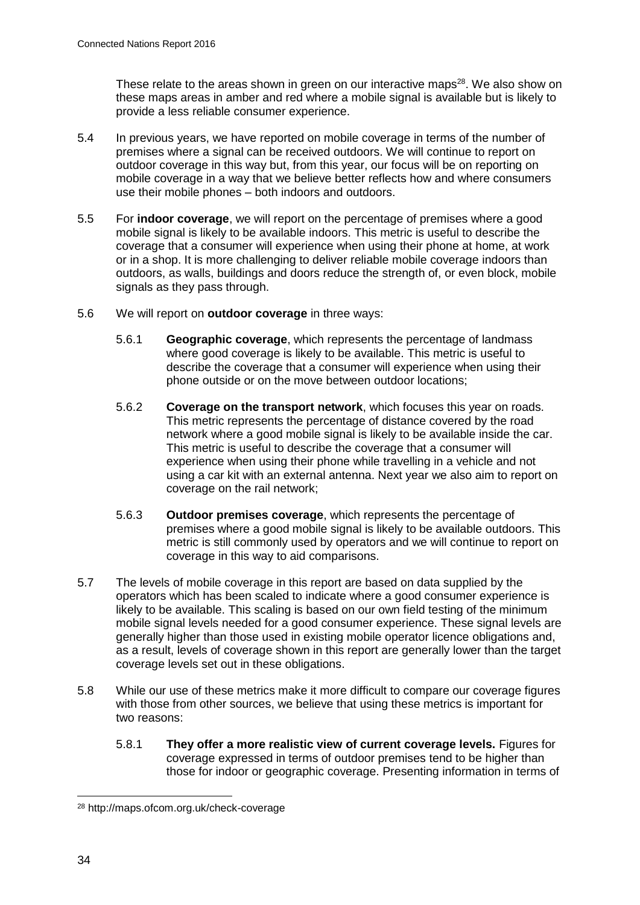These relate to the areas shown in green on our interactive maps[28]. We also show on these maps areas in amber and red where a mobile signal is available but is likely to provide a less reliable consumer experience.

5.4 In previous years, we have reported on mobile coverage in terms of the number of premises where a signal can be received outdoors. We will continue to report on outdoor coverage in this way but, from this year, our focus will be on reporting on mobile coverage in a way that we believe better reflects how and where consumers use their mobile phones – both indoors and outdoors.

5.5 For **indoor coverage**, we will report on the percentage of premises where a good mobile signal is likely to be available indoors. This metric is useful to describe the coverage that a consumer will experience when using their phone at home, at work or in a shop. It is more challenging to deliver reliable mobile coverage indoors than outdoors, as walls, buildings and doors reduce the strength of, or even block, mobile signals as they pass through.

5.6 We will report on **outdoor coverage** in three ways:

5.6.1 **Geographic coverage**, which represents the percentage of landmass where good coverage is likely to be available. This metric is useful to describe the coverage that a consumer will experience when using their phone outside or on the move between outdoor locations;

5.6.2 **Coverage on the transport network**, which focuses this year on roads. This metric represents the percentage of distance covered by the road network where a good mobile signal is likely to be available inside the car. This metric is useful to describe the coverage that a consumer will experience when using their phone while travelling in a vehicle and not using a car kit with an external antenna. Next year we also aim to report on coverage on the rail network;

5.6.3 **Outdoor premises coverage**, which represents the percentage of premises where a good mobile signal is likely to be available outdoors. This metric is still commonly used by operators and we will continue to report on coverage in this way to aid comparisons.

5.7 The levels of mobile coverage in this report are based on data supplied by the operators which has been scaled to indicate where a good consumer experience is likely to be available. This scaling is based on our own field testing of the minimum mobile signal levels needed for a good consumer experience. These signal levels are generally higher than those used in existing mobile operator licence obligations and, as a result, levels of coverage shown in this report are generally lower than the target coverage levels set out in these obligations.

5.8 While our use of these metrics make it more difficult to compare our coverage figures with those from other sources, we believe that using these metrics is important for two reasons:

5.8.1 **They offer a more realistic view of current coverage levels.** Figures for coverage expressed in terms of outdoor premises tend to be higher than those for indoor or geographic coverage. Presenting information in terms of

[28] http://maps.ofcom.org.uk/check-coverage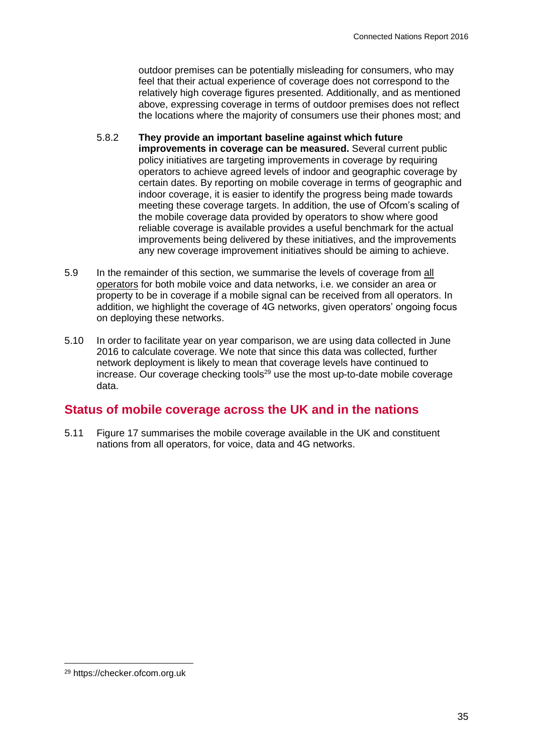outdoor premises can be potentially misleading for consumers, who may feel that their actual experience of coverage does not correspond to the relatively high coverage figures presented. Additionally, and as mentioned above, expressing coverage in terms of outdoor premises does not reflect the locations where the majority of consumers use their phones most; and

5.8.2 **They provide an important baseline against which future improvements in coverage can be measured.** Several current public policy initiatives are targeting improvements in coverage by requiring operators to achieve agreed levels of indoor and geographic coverage by certain dates. By reporting on mobile coverage in terms of geographic and indoor coverage, it is easier to identify the progress being made towards meeting these coverage targets. In addition, the use of Ofcom's scaling of the mobile coverage data provided by operators to show where good reliable coverage is available provides a useful benchmark for the actual improvements being delivered by these initiatives, and the improvements any new coverage improvement initiatives should be aiming to achieve.

5.9 In the remainder of this section, we summarise the levels of coverage from <u>all operators</u> for both mobile voice and data networks, i.e. we consider an area or property to be in coverage if a mobile signal can be received from all operators. In addition, we highlight the coverage of 4G networks, given operators' ongoing focus on deploying these networks.

5.10 In order to facilitate year on year comparison, we are using data collected in June 2016 to calculate coverage. We note that since this data was collected, further network deployment is likely to mean that coverage levels have continued to increase. Our coverage checking tools[29] use the most up-to-date mobile coverage data.

## Status of mobile coverage across the UK and in the nations

5.11 Figure 17 summarises the mobile coverage available in the UK and constituent nations from all operators, for voice, data and 4G networks.

[29] https://checker.ofcom.org.uk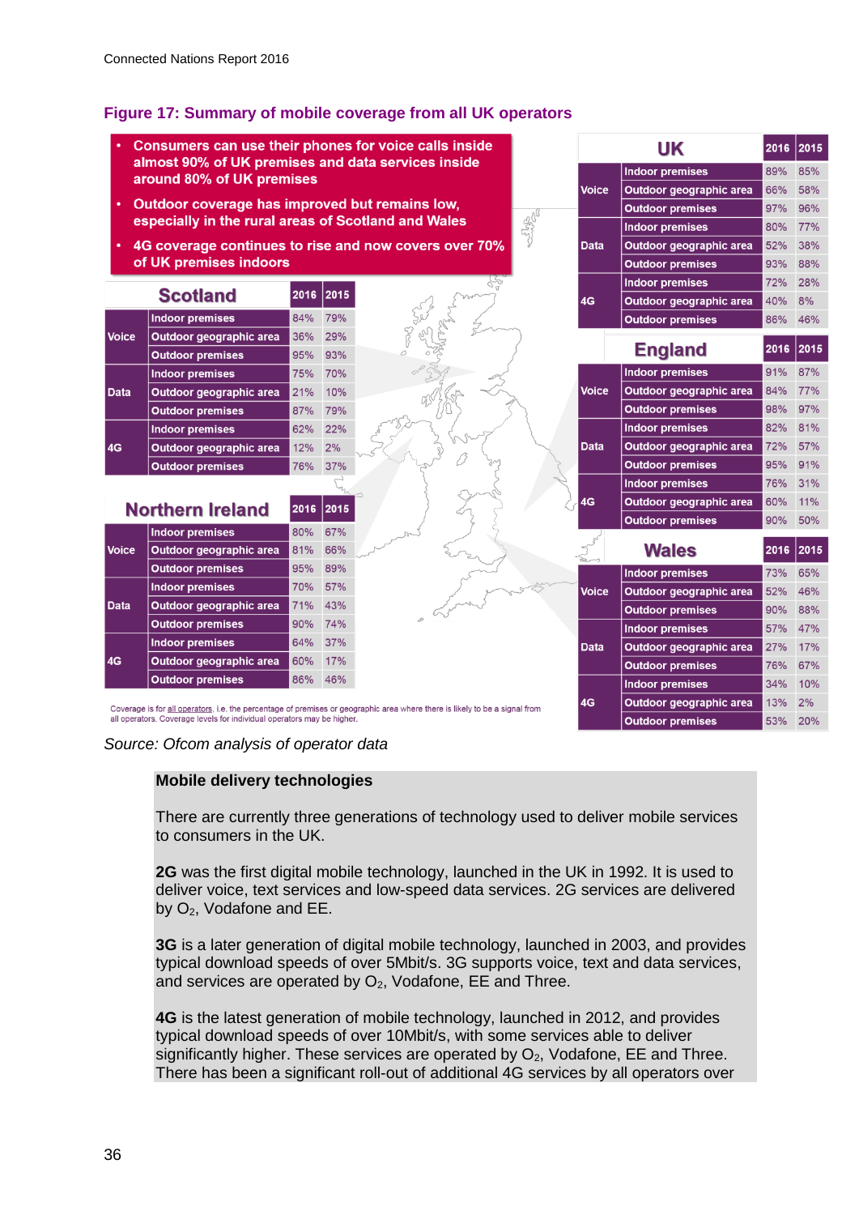**Figure 17: Summary of mobile coverage from all UK operators**

- Consumers can use their phones for voice calls inside almost 90% of UK premises and data services inside around 80% of UK premises
- Outdoor coverage has improved but remains low, especially in the rural areas of Scotland and Wales
- 4G coverage continues to rise and now covers over 70% of UK premises indoors

**UK**

| | | 2016 | 2015 |
|---|---|---|---|
| Voice | Indoor premises | 89% | 85% |
| | Outdoor geographic area | 66% | 58% |
| | Outdoor premises | 97% | 96% |
| Data | Indoor premises | 80% | 77% |
| | Outdoor geographic area | 52% | 38% |
| | Outdoor premises | 93% | 88% |
| 4G | Indoor premises | 72% | 28% |
| | Outdoor geographic area | 40% | 8% |
| | Outdoor premises | 86% | 46% |

**Scotland**

| | | 2016 | 2015 |
|---|---|---|---|
| Voice | Indoor premises | 84% | 79% |
| | Outdoor geographic area | 36% | 29% |
| | Outdoor premises | 95% | 93% |
| Data | Indoor premises | 75% | 70% |
| | Outdoor geographic area | 21% | 10% |
| | Outdoor premises | 87% | 79% |
| 4G | Indoor premises | 62% | 22% |
| | Outdoor geographic area | 12% | 2% |
| | Outdoor premises | 76% | 37% |

**England**

| | | 2016 | 2015 |
|---|---|---|---|
| Voice | Indoor premises | 91% | 87% |
| | Outdoor geographic area | 84% | 77% |
| | Outdoor premises | 98% | 97% |
| Data | Indoor premises | 82% | 81% |
| | Outdoor geographic area | 72% | 57% |
| | Outdoor premises | 95% | 91% |
| 4G | Indoor premises | 76% | 31% |
| | Outdoor geographic area | 60% | 11% |
| | Outdoor premises | 90% | 50% |

**Northern Ireland**

| | | 2016 | 2015 |
|---|---|---|---|
| Voice | Indoor premises | 80% | 67% |
| | Outdoor geographic area | 81% | 66% |
| | Outdoor premises | 95% | 89% |
| Data | Indoor premises | 70% | 57% |
| | Outdoor geographic area | 71% | 43% |
| | Outdoor premises | 90% | 74% |
| 4G | Indoor premises | 64% | 37% |
| | Outdoor geographic area | 60% | 17% |
| | Outdoor premises | 86% | 46% |

**Wales**

| | | 2016 | 2015 |
|---|---|---|---|
| Voice | Indoor premises | 73% | 65% |
| | Outdoor geographic area | 52% | 46% |
| | Outdoor premises | 90% | 88% |
| Data | Indoor premises | 57% | 47% |
| | Outdoor geographic area | 27% | 17% |
| | Outdoor premises | 76% | 67% |
| 4G | Indoor premises | 34% | 10% |
| | Outdoor geographic area | 13% | 2% |
| | Outdoor premises | 53% | 20% |

Coverage is for all operators, i.e. the percentage of premises or geographic area where there is likely to be a signal from all operators. Coverage levels for individual operators may be higher.

*Source: Ofcom analysis of operator data*

**Mobile delivery technologies**

There are currently three generations of technology used to deliver mobile services to consumers in the UK.

**2G** was the first digital mobile technology, launched in the UK in 1992. It is used to deliver voice, text services and low-speed data services. 2G services are delivered by $O_2$, Vodafone and EE.

**3G** is a later generation of digital mobile technology, launched in 2003, and provides typical download speeds of over 5Mbit/s. 3G supports voice, text and data services, and services are operated by $O_2$, Vodafone, EE and Three.

**4G** is the latest generation of mobile technology, launched in 2012, and provides typical download speeds of over 10Mbit/s, with some services able to deliver significantly higher. These services are operated by $O_2$, Vodafone, EE and Three. There has been a significant roll-out of additional 4G services by all operators over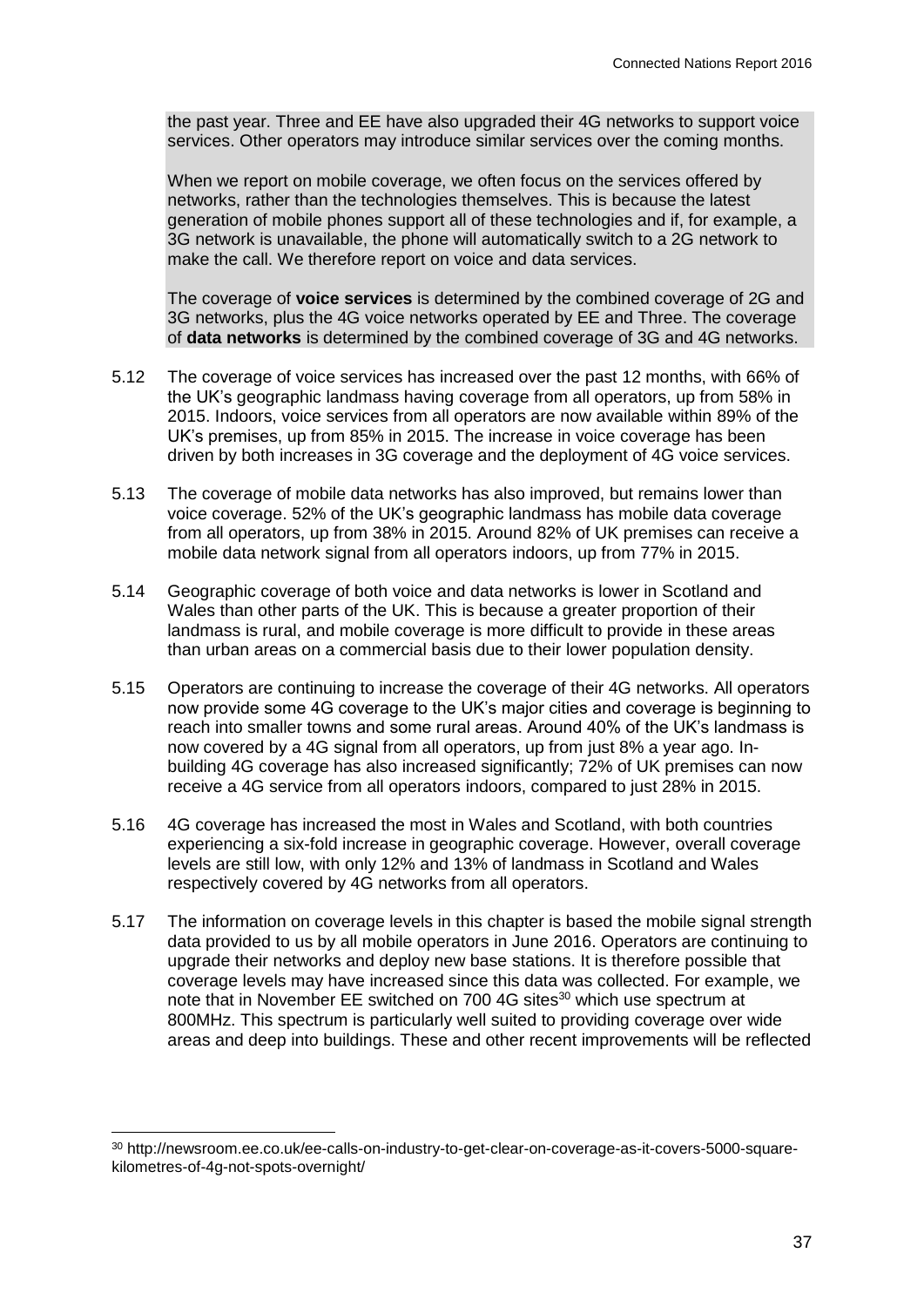the past year. Three and EE have also upgraded their 4G networks to support voice services. Other operators may introduce similar services over the coming months.

When we report on mobile coverage, we often focus on the services offered by networks, rather than the technologies themselves. This is because the latest generation of mobile phones support all of these technologies and if, for example, a 3G network is unavailable, the phone will automatically switch to a 2G network to make the call. We therefore report on voice and data services.

The coverage of **voice services** is determined by the combined coverage of 2G and 3G networks, plus the 4G voice networks operated by EE and Three. The coverage of **data networks** is determined by the combined coverage of 3G and 4G networks.

5.12 The coverage of voice services has increased over the past 12 months, with 66% of the UK's geographic landmass having coverage from all operators, up from 58% in 2015. Indoors, voice services from all operators are now available within 89% of the UK's premises, up from 85% in 2015. The increase in voice coverage has been driven by both increases in 3G coverage and the deployment of 4G voice services.

5.13 The coverage of mobile data networks has also improved, but remains lower than voice coverage. 52% of the UK's geographic landmass has mobile data coverage from all operators, up from 38% in 2015. Around 82% of UK premises can receive a mobile data network signal from all operators indoors, up from 77% in 2015.

5.14 Geographic coverage of both voice and data networks is lower in Scotland and Wales than other parts of the UK. This is because a greater proportion of their landmass is rural, and mobile coverage is more difficult to provide in these areas than urban areas on a commercial basis due to their lower population density.

5.15 Operators are continuing to increase the coverage of their 4G networks. All operators now provide some 4G coverage to the UK's major cities and coverage is beginning to reach into smaller towns and some rural areas. Around 40% of the UK's landmass is now covered by a 4G signal from all operators, up from just 8% a year ago. In-building 4G coverage has also increased significantly; 72% of UK premises can now receive a 4G service from all operators indoors, compared to just 28% in 2015.

5.16 4G coverage has increased the most in Wales and Scotland, with both countries experiencing a six-fold increase in geographic coverage. However, overall coverage levels are still low, with only 12% and 13% of landmass in Scotland and Wales respectively covered by 4G networks from all operators.

5.17 The information on coverage levels in this chapter is based the mobile signal strength data provided to us by all mobile operators in June 2016. Operators are continuing to upgrade their networks and deploy new base stations. It is therefore possible that coverage levels may have increased since this data was collected. For example, we note that in November EE switched on 700 4G sites[30] which use spectrum at 800MHz. This spectrum is particularly well suited to providing coverage over wide areas and deep into buildings. These and other recent improvements will be reflected

[30] http://newsroom.ee.co.uk/ee-calls-on-industry-to-get-clear-on-coverage-as-it-covers-5000-square-kilometres-of-4g-not-spots-overnight/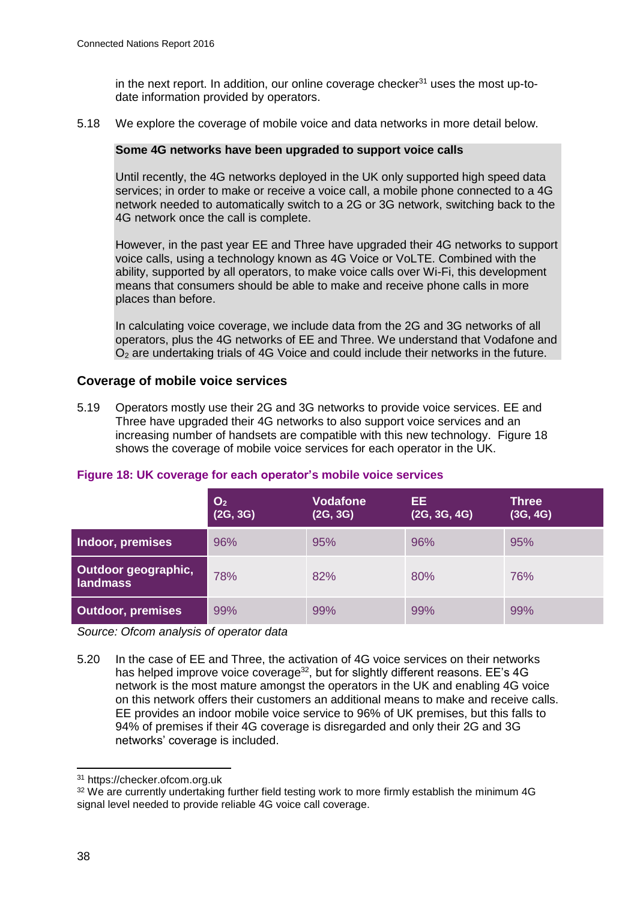in the next report. In addition, our online coverage checker[31] uses the most up-to-date information provided by operators.

5.18 We explore the coverage of mobile voice and data networks in more detail below.

**Some 4G networks have been upgraded to support voice calls**

Until recently, the 4G networks deployed in the UK only supported high speed data services; in order to make or receive a voice call, a mobile phone connected to a 4G network needed to automatically switch to a 2G or 3G network, switching back to the 4G network once the call is complete.

However, in the past year EE and Three have upgraded their 4G networks to support voice calls, using a technology known as 4G Voice or VoLTE. Combined with the ability, supported by all operators, to make voice calls over Wi-Fi, this development means that consumers should be able to make and receive phone calls in more places than before.

In calculating voice coverage, we include data from the 2G and 3G networks of all operators, plus the 4G networks of EE and Three. We understand that Vodafone and $O_2$ are undertaking trials of 4G Voice and could include their networks in the future.

## Coverage of mobile voice services

5.19 Operators mostly use their 2G and 3G networks to provide voice services. EE and Three have upgraded their 4G networks to also support voice services and an increasing number of handsets are compatible with this new technology. Figure 18 shows the coverage of mobile voice services for each operator in the UK.

**Figure 18: UK coverage for each operator's mobile voice services**

| | $O_2$ (2G, 3G) | Vodafone (2G, 3G) | EE (2G, 3G, 4G) | Three (3G, 4G) |
|---|---|---|---|---|
| **Indoor, premises** | 96% | 95% | 96% | 95% |
| **Outdoor geographic, landmass** | 78% | 82% | 80% | 76% |
| **Outdoor, premises** | 99% | 99% | 99% | 99% |

*Source: Ofcom analysis of operator data*

5.20 In the case of EE and Three, the activation of 4G voice services on their networks has helped improve voice coverage[32], but for slightly different reasons. EE's 4G network is the most mature amongst the operators in the UK and enabling 4G voice on this network offers their customers an additional means to make and receive calls. EE provides an indoor mobile voice service to 96% of UK premises, but this falls to 94% of premises if their 4G coverage is disregarded and only their 2G and 3G networks' coverage is included.

[31] https://checker.ofcom.org.uk

[32] We are currently undertaking further field testing work to more firmly establish the minimum 4G signal level needed to provide reliable 4G voice call coverage.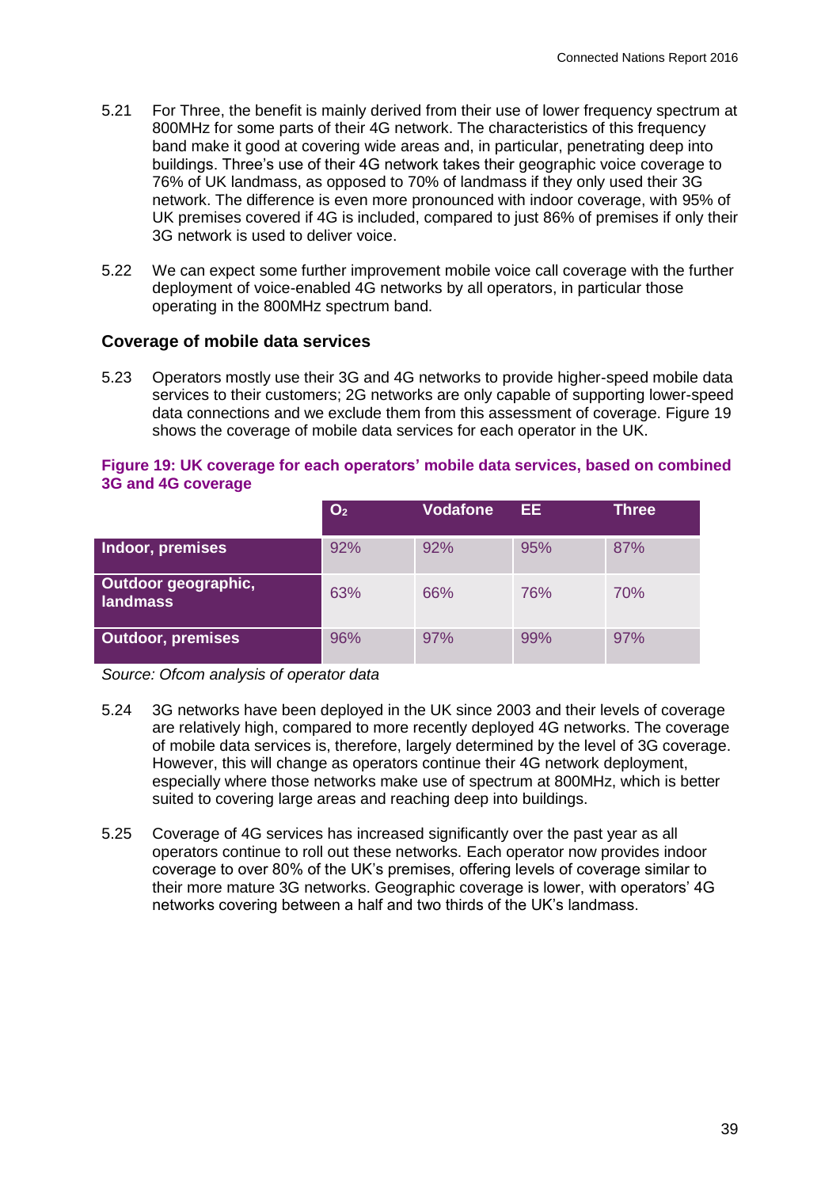5.21 For Three, the benefit is mainly derived from their use of lower frequency spectrum at 800MHz for some parts of their 4G network. The characteristics of this frequency band make it good at covering wide areas and, in particular, penetrating deep into buildings. Three's use of their 4G network takes their geographic voice coverage to 76% of UK landmass, as opposed to 70% of landmass if they only used their 3G network. The difference is even more pronounced with indoor coverage, with 95% of UK premises covered if 4G is included, compared to just 86% of premises if only their 3G network is used to deliver voice.

5.22 We can expect some further improvement mobile voice call coverage with the further deployment of voice-enabled 4G networks by all operators, in particular those operating in the 800MHz spectrum band.

### Coverage of mobile data services

5.23 Operators mostly use their 3G and 4G networks to provide higher-speed mobile data services to their customers; 2G networks are only capable of supporting lower-speed data connections and we exclude them from this assessment of coverage. Figure 19 shows the coverage of mobile data services for each operator in the UK.

**Figure 19: UK coverage for each operators' mobile data services, based on combined 3G and 4G coverage**

| | $O_2$ | Vodafone | EE | Three |
|---|---|---|---|---|
| **Indoor, premises** | 92% | 92% | 95% | 87% |
| **Outdoor geographic, landmass** | 63% | 66% | 76% | 70% |
| **Outdoor, premises** | 96% | 97% | 99% | 97% |

*Source: Ofcom analysis of operator data*

5.24 3G networks have been deployed in the UK since 2003 and their levels of coverage are relatively high, compared to more recently deployed 4G networks. The coverage of mobile data services is, therefore, largely determined by the level of 3G coverage. However, this will change as operators continue their 4G network deployment, especially where those networks make use of spectrum at 800MHz, which is better suited to covering large areas and reaching deep into buildings.

5.25 Coverage of 4G services has increased significantly over the past year as all operators continue to roll out these networks. Each operator now provides indoor coverage to over 80% of the UK's premises, offering levels of coverage similar to their more mature 3G networks. Geographic coverage is lower, with operators' 4G networks covering between a half and two thirds of the UK's landmass.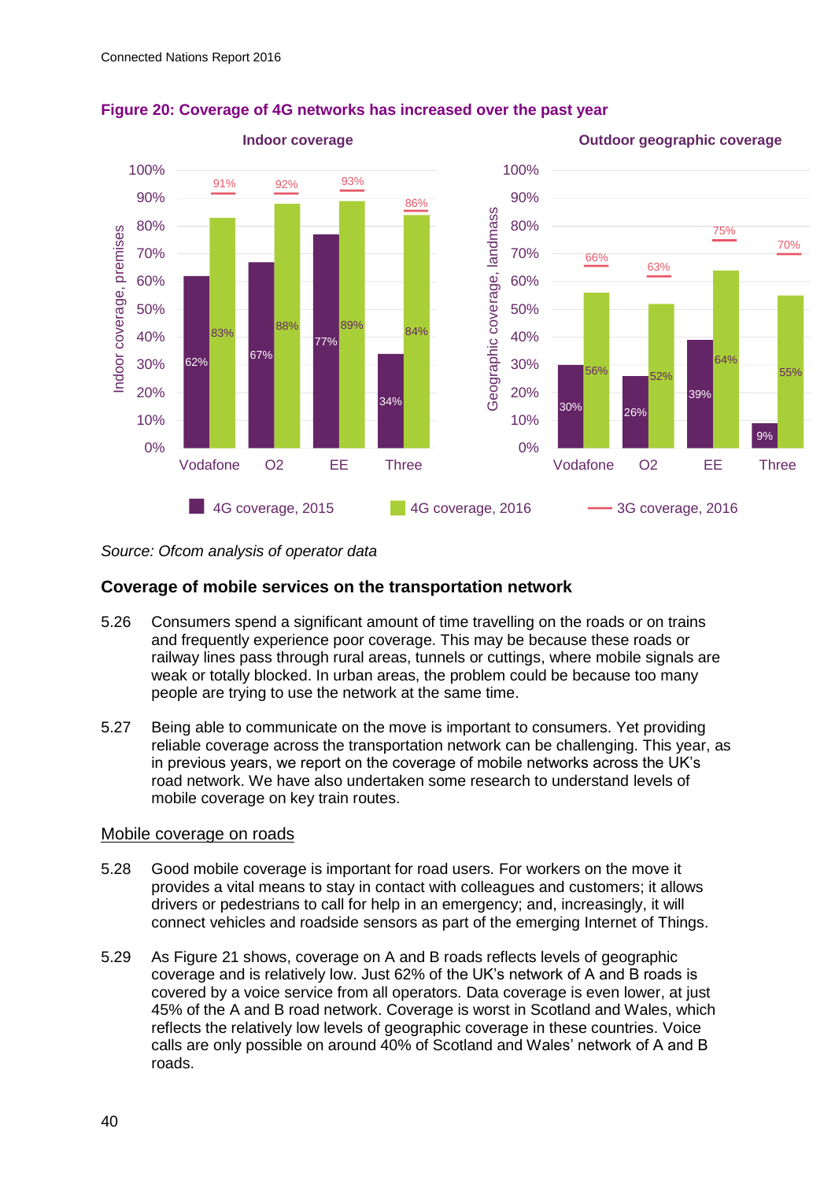**Figure 20: Coverage of 4G networks has increased over the past year**

Indoor coverage

| | Vodafone | O2 | EE | Three |
|---|---|---|---|---|
| 4G coverage, 2015 | 62% | 67% | 77% | 34% |
| 4G coverage, 2016 | 83% | 88% | 89% | 84% |
| 3G coverage, 2016 | 91% | 92% | 93% | 86% |

Outdoor geographic coverage

| | Vodafone | O2 | EE | Three |
|---|---|---|---|---|
| 4G coverage, 2015 | 30% | 26% | 39% | 9% |
| 4G coverage, 2016 | 56% | 52% | 64% | 55% |
| 3G coverage, 2016 | 66% | 63% | 75% | 70% |

*Source: Ofcom analysis of operator data*

### Coverage of mobile services on the transportation network

5.26 Consumers spend a significant amount of time travelling on the roads or on trains and frequently experience poor coverage. This may be because these roads or railway lines pass through rural areas, tunnels or cuttings, where mobile signals are weak or totally blocked. In urban areas, the problem could be because too many people are trying to use the network at the same time.

5.27 Being able to communicate on the move is important to consumers. Yet providing reliable coverage across the transportation network can be challenging. This year, as in previous years, we report on the coverage of mobile networks across the UK's road network. We have also undertaken some research to understand levels of mobile coverage on key train routes.

#### Mobile coverage on roads

5.28 Good mobile coverage is important for road users. For workers on the move it provides a vital means to stay in contact with colleagues and customers; it allows drivers or pedestrians to call for help in an emergency; and, increasingly, it will connect vehicles and roadside sensors as part of the emerging Internet of Things.

5.29 As Figure 21 shows, coverage on A and B roads reflects levels of geographic coverage and is relatively low. Just 62% of the UK's network of A and B roads is covered by a voice service from all operators. Data coverage is even lower, at just 45% of the A and B road network. Coverage is worst in Scotland and Wales, which reflects the relatively low levels of geographic coverage in these countries. Voice calls are only possible on around 40% of Scotland and Wales' network of A and B roads.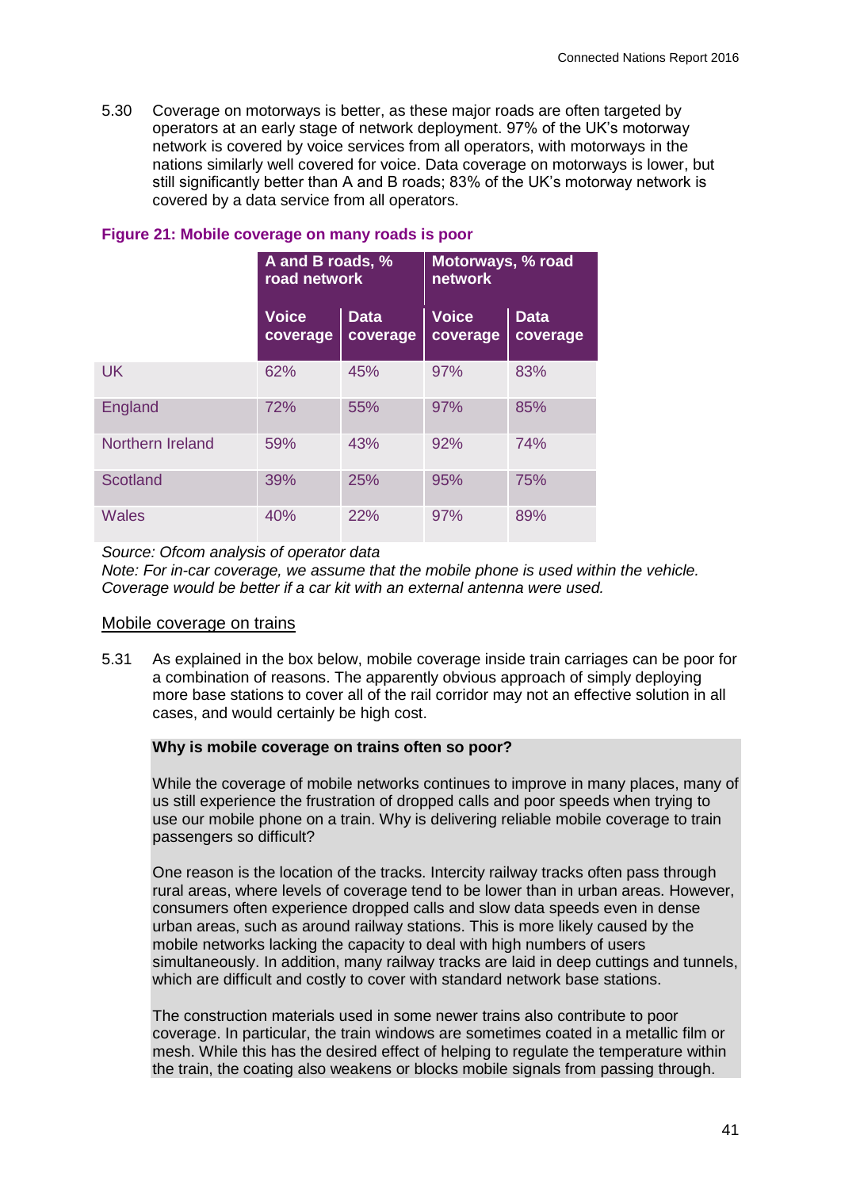5.30 Coverage on motorways is better, as these major roads are often targeted by operators at an early stage of network deployment. 97% of the UK's motorway network is covered by voice services from all operators, with motorways in the nations similarly well covered for voice. Data coverage on motorways is lower, but still significantly better than A and B roads; 83% of the UK's motorway network is covered by a data service from all operators.

**Figure 21: Mobile coverage on many roads is poor**

| | A and B roads, % road network | | Motorways, % road network | |
|---|---|---|---|---|
| | Voice coverage | Data coverage | Voice coverage | Data coverage |
| UK | 62% | 45% | 97% | 83% |
| England | 72% | 55% | 97% | 85% |
| Northern Ireland | 59% | 43% | 92% | 74% |
| Scotland | 39% | 25% | 95% | 75% |
| Wales | 40% | 22% | 97% | 89% |

*Source: Ofcom analysis of operator data*
*Note: For in-car coverage, we assume that the mobile phone is used within the vehicle. Coverage would be better if a car kit with an external antenna were used.*

## Mobile coverage on trains

5.31 As explained in the box below, mobile coverage inside train carriages can be poor for a combination of reasons. The apparently obvious approach of simply deploying more base stations to cover all of the rail corridor may not an effective solution in all cases, and would certainly be high cost.

**Why is mobile coverage on trains often so poor?**

While the coverage of mobile networks continues to improve in many places, many of us still experience the frustration of dropped calls and poor speeds when trying to use our mobile phone on a train. Why is delivering reliable mobile coverage to train passengers so difficult?

One reason is the location of the tracks. Intercity railway tracks often pass through rural areas, where levels of coverage tend to be lower than in urban areas. However, consumers often experience dropped calls and slow data speeds even in dense urban areas, such as around railway stations. This is more likely caused by the mobile networks lacking the capacity to deal with high numbers of users simultaneously. In addition, many railway tracks are laid in deep cuttings and tunnels, which are difficult and costly to cover with standard network base stations.

The construction materials used in some newer trains also contribute to poor coverage. In particular, the train windows are sometimes coated in a metallic film or mesh. While this has the desired effect of helping to regulate the temperature within the train, the coating also weakens or blocks mobile signals from passing through.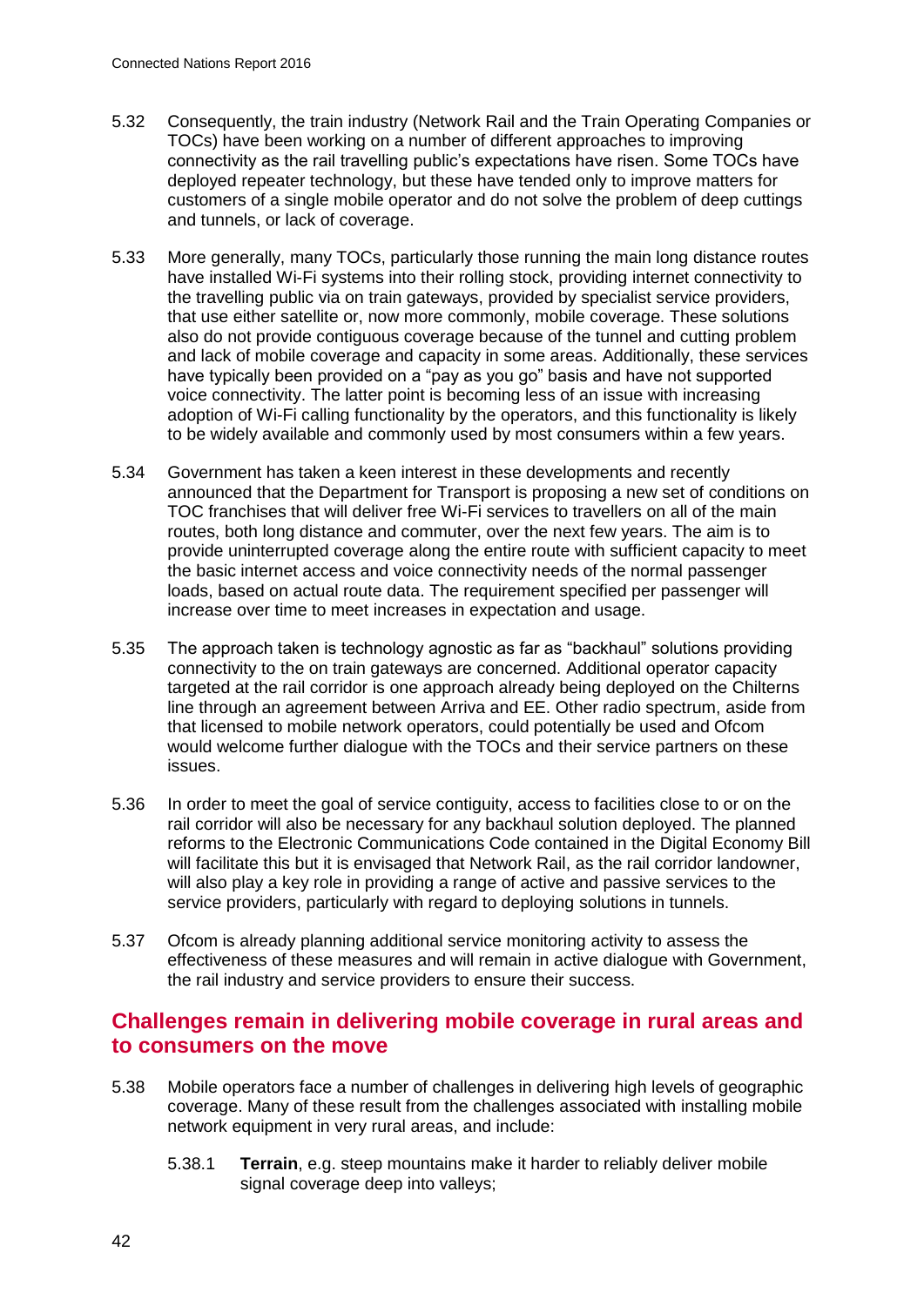5.32 Consequently, the train industry (Network Rail and the Train Operating Companies or TOCs) have been working on a number of different approaches to improving connectivity as the rail travelling public's expectations have risen. Some TOCs have deployed repeater technology, but these have tended only to improve matters for customers of a single mobile operator and do not solve the problem of deep cuttings and tunnels, or lack of coverage.

5.33 More generally, many TOCs, particularly those running the main long distance routes have installed Wi-Fi systems into their rolling stock, providing internet connectivity to the travelling public via on train gateways, provided by specialist service providers, that use either satellite or, now more commonly, mobile coverage. These solutions also do not provide contiguous coverage because of the tunnel and cutting problem and lack of mobile coverage and capacity in some areas. Additionally, these services have typically been provided on a "pay as you go" basis and have not supported voice connectivity. The latter point is becoming less of an issue with increasing adoption of Wi-Fi calling functionality by the operators, and this functionality is likely to be widely available and commonly used by most consumers within a few years.

5.34 Government has taken a keen interest in these developments and recently announced that the Department for Transport is proposing a new set of conditions on TOC franchises that will deliver free Wi-Fi services to travellers on all of the main routes, both long distance and commuter, over the next few years. The aim is to provide uninterrupted coverage along the entire route with sufficient capacity to meet the basic internet access and voice connectivity needs of the normal passenger loads, based on actual route data. The requirement specified per passenger will increase over time to meet increases in expectation and usage.

5.35 The approach taken is technology agnostic as far as "backhaul" solutions providing connectivity to the on train gateways are concerned. Additional operator capacity targeted at the rail corridor is one approach already being deployed on the Chilterns line through an agreement between Arriva and EE. Other radio spectrum, aside from that licensed to mobile network operators, could potentially be used and Ofcom would welcome further dialogue with the TOCs and their service partners on these issues.

5.36 In order to meet the goal of service contiguity, access to facilities close to or on the rail corridor will also be necessary for any backhaul solution deployed. The planned reforms to the Electronic Communications Code contained in the Digital Economy Bill will facilitate this but it is envisaged that Network Rail, as the rail corridor landowner, will also play a key role in providing a range of active and passive services to the service providers, particularly with regard to deploying solutions in tunnels.

5.37 Ofcom is already planning additional service monitoring activity to assess the effectiveness of these measures and will remain in active dialogue with Government, the rail industry and service providers to ensure their success.

## Challenges remain in delivering mobile coverage in rural areas and to consumers on the move

5.38 Mobile operators face a number of challenges in delivering high levels of geographic coverage. Many of these result from the challenges associated with installing mobile network equipment in very rural areas, and include:

5.38.1 **Terrain**, e.g. steep mountains make it harder to reliably deliver mobile signal coverage deep into valleys;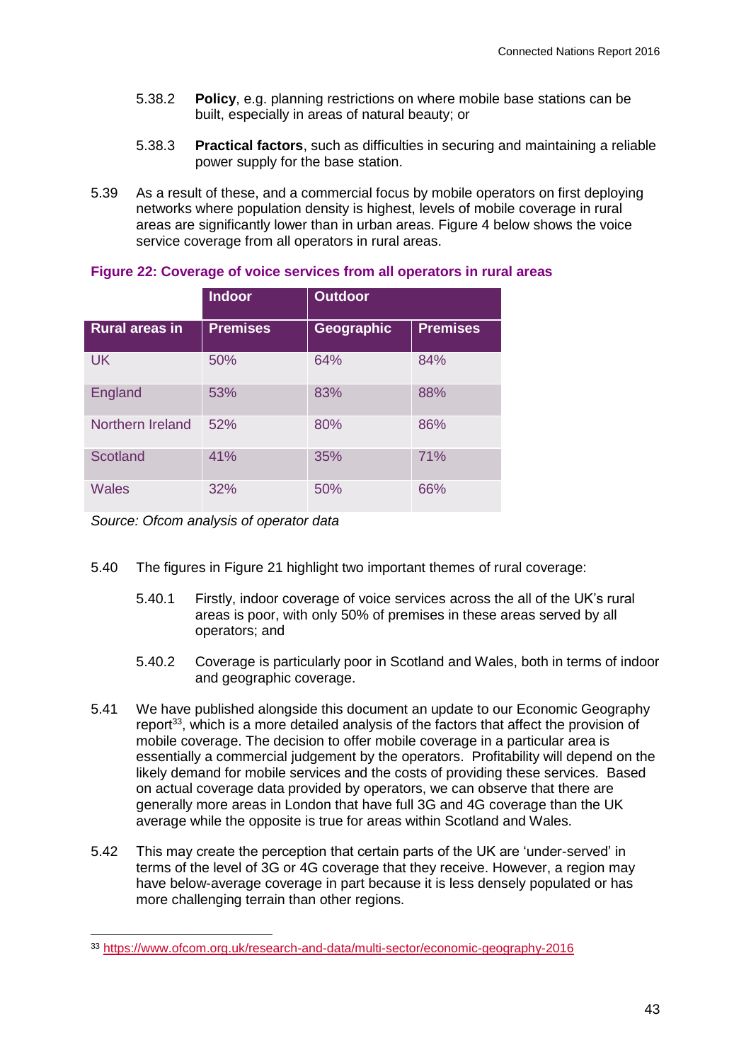5.38.2 **Policy**, e.g. planning restrictions on where mobile base stations can be built, especially in areas of natural beauty; or

5.38.3 **Practical factors**, such as difficulties in securing and maintaining a reliable power supply for the base station.

5.39 As a result of these, and a commercial focus by mobile operators on first deploying networks where population density is highest, levels of mobile coverage in rural areas are significantly lower than in urban areas. Figure 4 below shows the voice service coverage from all operators in rural areas.

**Figure 22: Coverage of voice services from all operators in rural areas**

| | Indoor | Outdoor | |
|---|---|---|---|
| **Rural areas in** | **Premises** | **Geographic** | **Premises** |
| UK | 50% | 64% | 84% |
| England | 53% | 83% | 88% |
| Northern Ireland | 52% | 80% | 86% |
| Scotland | 41% | 35% | 71% |
| Wales | 32% | 50% | 66% |

*Source: Ofcom analysis of operator data*

5.40 The figures in Figure 21 highlight two important themes of rural coverage:

5.40.1 Firstly, indoor coverage of voice services across the all of the UK's rural areas is poor, with only 50% of premises in these areas served by all operators; and

5.40.2 Coverage is particularly poor in Scotland and Wales, both in terms of indoor and geographic coverage.

5.41 We have published alongside this document an update to our Economic Geography report[33], which is a more detailed analysis of the factors that affect the provision of mobile coverage. The decision to offer mobile coverage in a particular area is essentially a commercial judgement by the operators. Profitability will depend on the likely demand for mobile services and the costs of providing these services. Based on actual coverage data provided by operators, we can observe that there are generally more areas in London that have full 3G and 4G coverage than the UK average while the opposite is true for areas within Scotland and Wales.

5.42 This may create the perception that certain parts of the UK are 'under-served' in terms of the level of 3G or 4G coverage that they receive. However, a region may have below-average coverage in part because it is less densely populated or has more challenging terrain than other regions.

[33] https://www.ofcom.org.uk/research-and-data/multi-sector/economic-geography-2016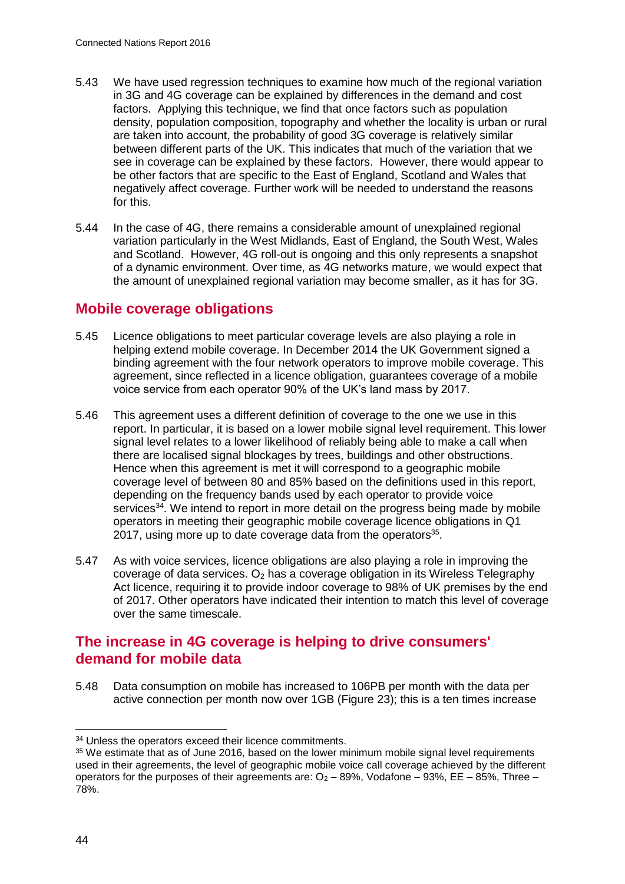5.43 We have used regression techniques to examine how much of the regional variation in 3G and 4G coverage can be explained by differences in the demand and cost factors. Applying this technique, we find that once factors such as population density, population composition, topography and whether the locality is urban or rural are taken into account, the probability of good 3G coverage is relatively similar between different parts of the UK. This indicates that much of the variation that we see in coverage can be explained by these factors. However, there would appear to be other factors that are specific to the East of England, Scotland and Wales that negatively affect coverage. Further work will be needed to understand the reasons for this.

5.44 In the case of 4G, there remains a considerable amount of unexplained regional variation particularly in the West Midlands, East of England, the South West, Wales and Scotland. However, 4G roll-out is ongoing and this only represents a snapshot of a dynamic environment. Over time, as 4G networks mature, we would expect that the amount of unexplained regional variation may become smaller, as it has for 3G.

## Mobile coverage obligations

5.45 Licence obligations to meet particular coverage levels are also playing a role in helping extend mobile coverage. In December 2014 the UK Government signed a binding agreement with the four network operators to improve mobile coverage. This agreement, since reflected in a licence obligation, guarantees coverage of a mobile voice service from each operator 90% of the UK's land mass by 2017.

5.46 This agreement uses a different definition of coverage to the one we use in this report. In particular, it is based on a lower mobile signal level requirement. This lower signal level relates to a lower likelihood of reliably being able to make a call when there are localised signal blockages by trees, buildings and other obstructions. Hence when this agreement is met it will correspond to a geographic mobile coverage level of between 80 and 85% based on the definitions used in this report, depending on the frequency bands used by each operator to provide voice services[34]. We intend to report in more detail on the progress being made by mobile operators in meeting their geographic mobile coverage licence obligations in Q1 2017, using more up to date coverage data from the operators[35].

5.47 As with voice services, licence obligations are also playing a role in improving the coverage of data services. $O_2$ has a coverage obligation in its Wireless Telegraphy Act licence, requiring it to provide indoor coverage to 98% of UK premises by the end of 2017. Other operators have indicated their intention to match this level of coverage over the same timescale.

## The increase in 4G coverage is helping to drive consumers' demand for mobile data

5.48 Data consumption on mobile has increased to 106PB per month with the data per active connection per month now over 1GB (Figure 23); this is a ten times increase

---

[34] Unless the operators exceed their licence commitments.

[35] We estimate that as of June 2016, based on the lower minimum mobile signal level requirements used in their agreements, the level of geographic mobile voice call coverage achieved by the different operators for the purposes of their agreements are: $O_2$ – 89%, Vodafone – 93%, EE – 85%, Three – 78%.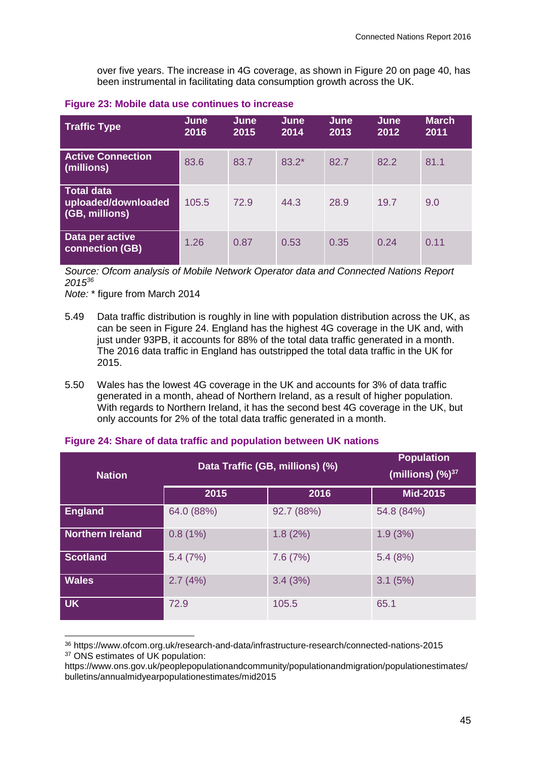over five years. The increase in 4G coverage, as shown in Figure 20 on page 40, has been instrumental in facilitating data consumption growth across the UK.

**Figure 23: Mobile data use continues to increase**

| Traffic Type | June 2016 | June 2015 | June 2014 | June 2013 | June 2012 | March 2011 |
|---|---|---|---|---|---|---|
| **Active Connection (millions)** | 83.6 | 83.7 | 83.2* | 82.7 | 82.2 | 81.1 |
| **Total data uploaded/downloaded (GB, millions)** | 105.5 | 72.9 | 44.3 | 28.9 | 19.7 | 9.0 |
| **Data per active connection (GB)** | 1.26 | 0.87 | 0.53 | 0.35 | 0.24 | 0.11 |

*Source: Ofcom analysis of Mobile Network Operator data and Connected Nations Report 2015*[36]

*Note:* * figure from March 2014

5.49 Data traffic distribution is roughly in line with population distribution across the UK, as can be seen in Figure 24. England has the highest 4G coverage in the UK and, with just under 93PB, it accounts for 88% of the total data traffic generated in a month. The 2016 data traffic in England has outstripped the total data traffic in the UK for 2015.

5.50 Wales has the lowest 4G coverage in the UK and accounts for 3% of data traffic generated in a month, ahead of Northern Ireland, as a result of higher population. With regards to Northern Ireland, it has the second best 4G coverage in the UK, but only accounts for 2% of the total data traffic generated in a month.

**Figure 24: Share of data traffic and population between UK nations**

| Nation | Data Traffic (GB, millions) (%) | | Population (millions) (%)[37] |
|---|---|---|---|
| | 2015 | 2016 | Mid-2015 |
| **England** | 64.0 (88%) | 92.7 (88%) | 54.8 (84%) |
| **Northern Ireland** | 0.8 (1%) | 1.8 (2%) | 1.9 (3%) |
| **Scotland** | 5.4 (7%) | 7.6 (7%) | 5.4 (8%) |
| **Wales** | 2.7 (4%) | 3.4 (3%) | 3.1 (5%) |
| **UK** | 72.9 | 105.5 | 65.1 |

[36] https://www.ofcom.org.uk/research-and-data/infrastructure-research/connected-nations-2015

[37] ONS estimates of UK population: https://www.ons.gov.uk/peoplepopulationandcommunity/populationandmigration/populationestimates/bulletins/annualmidyearpopulationestimates/mid2015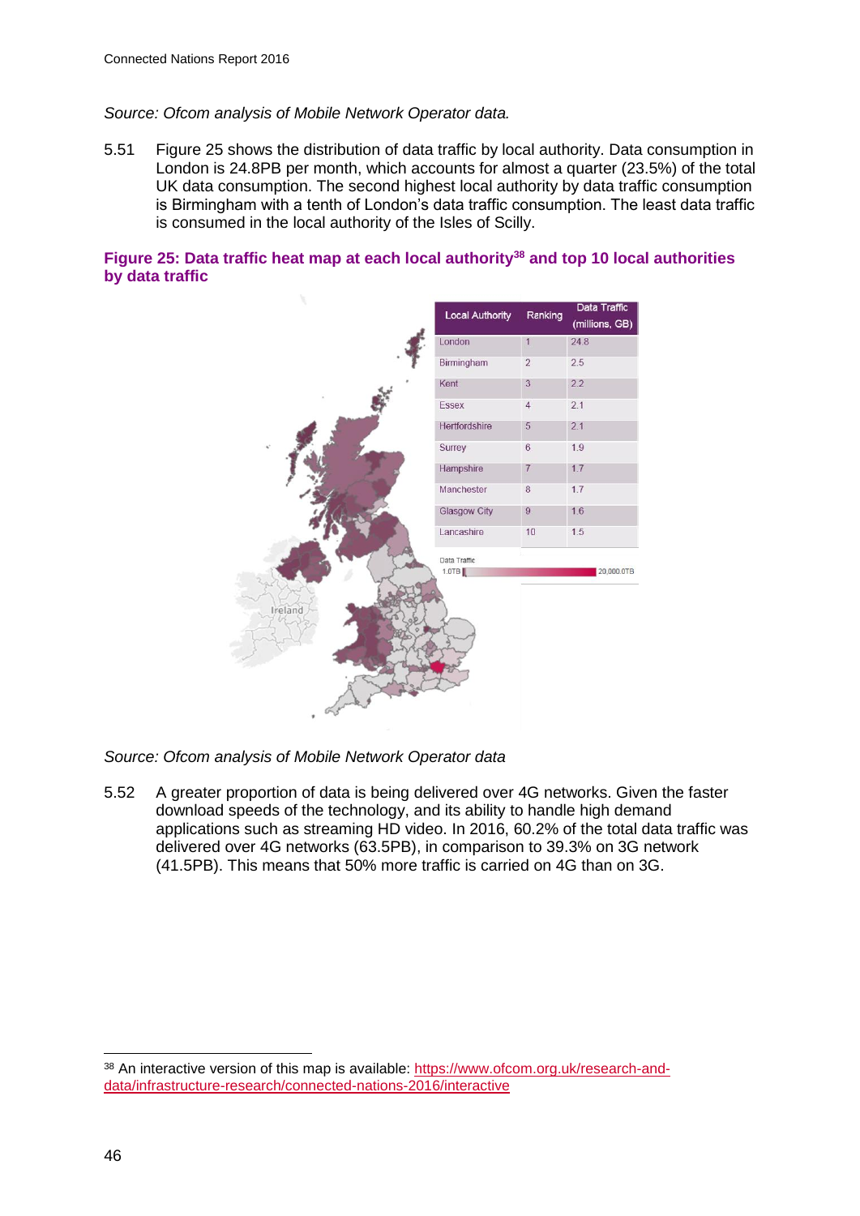*Source: Ofcom analysis of Mobile Network Operator data.*

5.51 Figure 25 shows the distribution of data traffic by local authority. Data consumption in London is 24.8PB per month, which accounts for almost a quarter (23.5%) of the total UK data consumption. The second highest local authority by data traffic consumption is Birmingham with a tenth of London's data traffic consumption. The least data traffic is consumed in the local authority of the Isles of Scilly.

### Figure 25: Data traffic heat map at each local authority[38] and top 10 local authorities by data traffic

| Local Authority | Ranking | Data Traffic (millions, GB) |
|---|---|---|
| London | 1 | 24.8 |
| Birmingham | 2 | 2.5 |
| Kent | 3 | 2.2 |
| Essex | 4 | 2.1 |
| Hertfordshire | 5 | 2.1 |
| Surrey | 6 | 1.9 |
| Hampshire | 7 | 1.7 |
| Manchester | 8 | 1.7 |
| Glasgow City | 9 | 1.6 |
| Lancashire | 10 | 1.5 |

Data Traffic: 1.0TB – 20,000.0TB

*Source: Ofcom analysis of Mobile Network Operator data*

5.52 A greater proportion of data is being delivered over 4G networks. Given the faster download speeds of the technology, and its ability to handle high demand applications such as streaming HD video. In 2016, 60.2% of the total data traffic was delivered over 4G networks (63.5PB), in comparison to 39.3% on 3G network (41.5PB). This means that 50% more traffic is carried on 4G than on 3G.

---

[38] An interactive version of this map is available: https://www.ofcom.org.uk/research-and-data/infrastructure-research/connected-nations-2016/interactive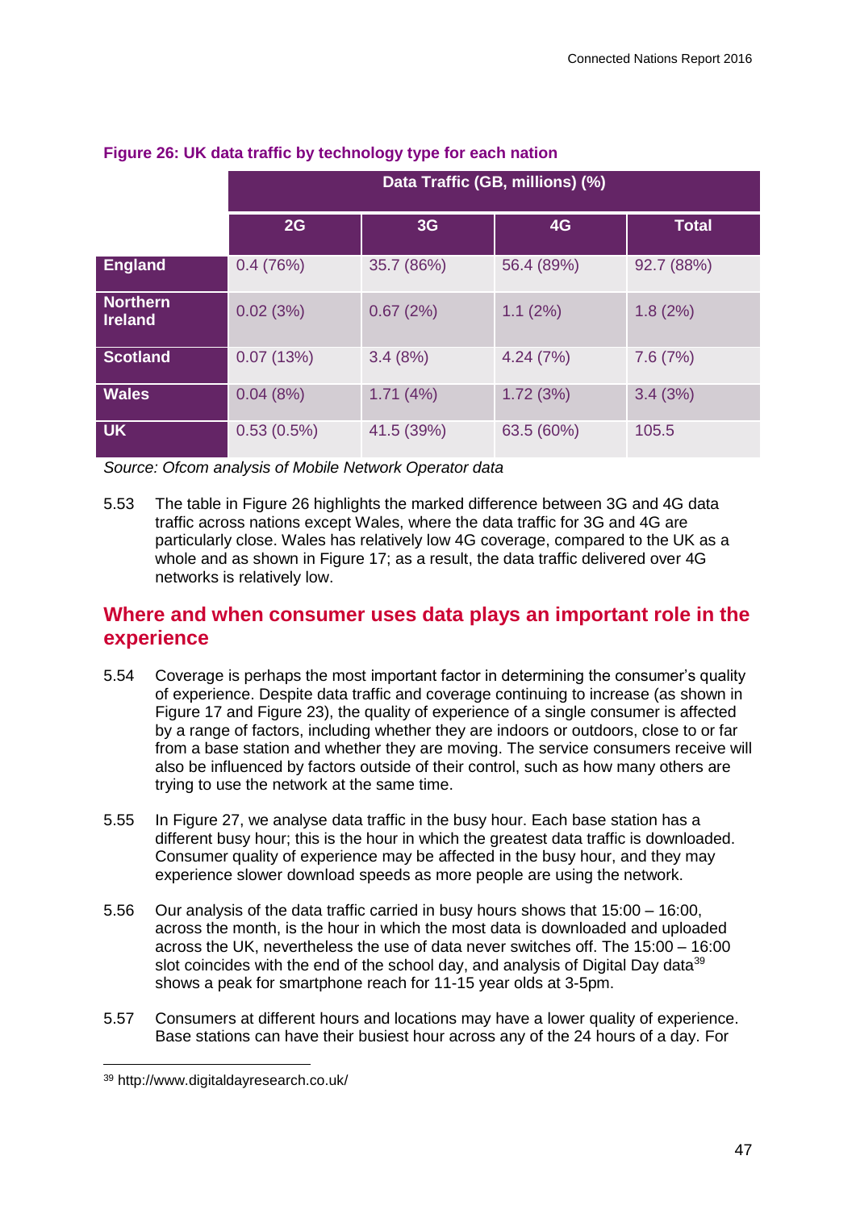**Figure 26: UK data traffic by technology type for each nation**

| | Data Traffic (GB, millions) (%) | | | |
|---|---|---|---|---|
| | **2G** | **3G** | **4G** | **Total** |
| **England** | 0.4 (76%) | 35.7 (86%) | 56.4 (89%) | 92.7 (88%) |
| **Northern Ireland** | 0.02 (3%) | 0.67 (2%) | 1.1 (2%) | 1.8 (2%) |
| **Scotland** | 0.07 (13%) | 3.4 (8%) | 4.24 (7%) | 7.6 (7%) |
| **Wales** | 0.04 (8%) | 1.71 (4%) | 1.72 (3%) | 3.4 (3%) |
| **UK** | 0.53 (0.5%) | 41.5 (39%) | 63.5 (60%) | 105.5 |

*Source: Ofcom analysis of Mobile Network Operator data*

5.53 The table in Figure 26 highlights the marked difference between 3G and 4G data traffic across nations except Wales, where the data traffic for 3G and 4G are particularly close. Wales has relatively low 4G coverage, compared to the UK as a whole and as shown in Figure 17; as a result, the data traffic delivered over 4G networks is relatively low.

## Where and when consumer uses data plays an important role in the experience

5.54 Coverage is perhaps the most important factor in determining the consumer's quality of experience. Despite data traffic and coverage continuing to increase (as shown in Figure 17 and Figure 23), the quality of experience of a single consumer is affected by a range of factors, including whether they are indoors or outdoors, close to or far from a base station and whether they are moving. The service consumers receive will also be influenced by factors outside of their control, such as how many others are trying to use the network at the same time.

5.55 In Figure 27, we analyse data traffic in the busy hour. Each base station has a different busy hour; this is the hour in which the greatest data traffic is downloaded. Consumer quality of experience may be affected in the busy hour, and they may experience slower download speeds as more people are using the network.

5.56 Our analysis of the data traffic carried in busy hours shows that 15:00 – 16:00, across the month, is the hour in which the most data is downloaded and uploaded across the UK, nevertheless the use of data never switches off. The 15:00 – 16:00 slot coincides with the end of the school day, and analysis of Digital Day data[39] shows a peak for smartphone reach for 11-15 year olds at 3-5pm.

5.57 Consumers at different hours and locations may have a lower quality of experience. Base stations can have their busiest hour across any of the 24 hours of a day. For

[39] http://www.digitaldayresearch.co.uk/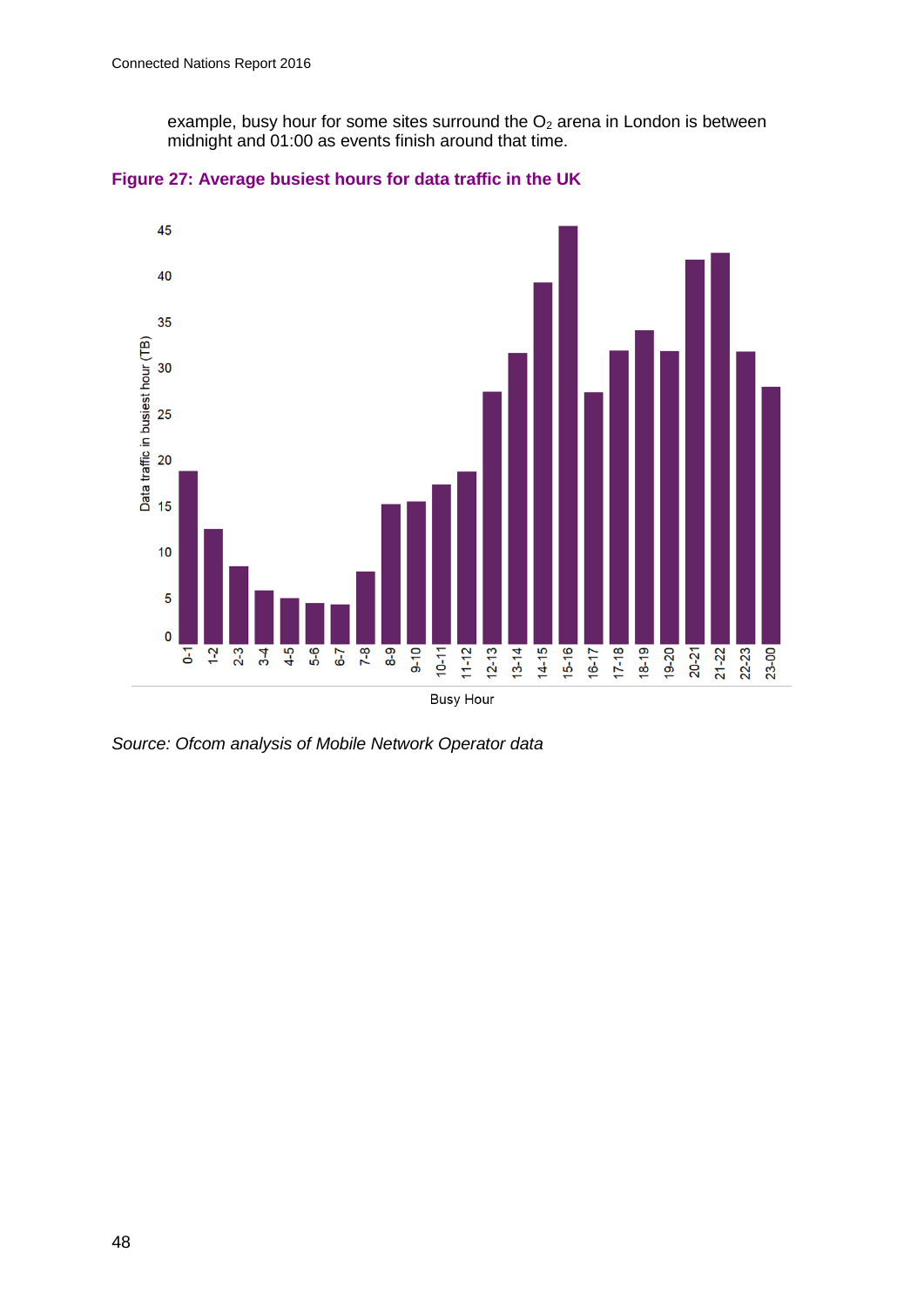example, busy hour for some sites surround the $O_2$ arena in London is between midnight and 01:00 as events finish around that time.

**Figure 27: Average busiest hours for data traffic in the UK**

Data traffic in busiest hour (TB)

45
40
35
30
25
20
15
10
5
0

0-1
1-2
2-3
3-4
4-5
5-6
6-7
7-8
8-9
9-10
10-11
11-12
12-13
13-14
14-15
15-16
16-17
17-18
18-19
19-20
20-21
21-22
22-23
23-00

Busy Hour

*Source: Ofcom analysis of Mobile Network Operator data*